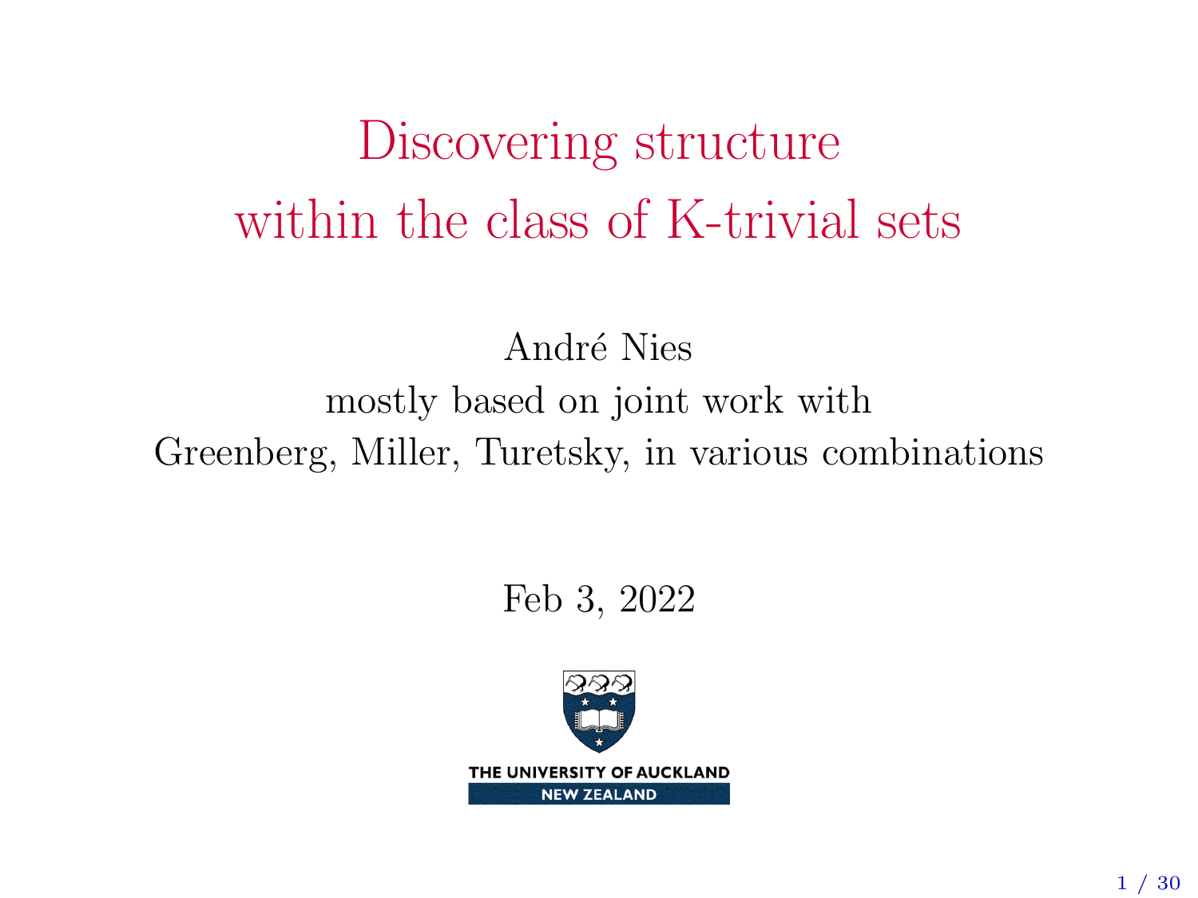# Discovering structure within the class of K-trivial sets

André Nies

mostly based on joint work with

Greenberg, Miller, Turetsky, in various combinations

Feb 3, 2022

THE UNIVERSITY OF AUCKLAND

NEW ZEALAND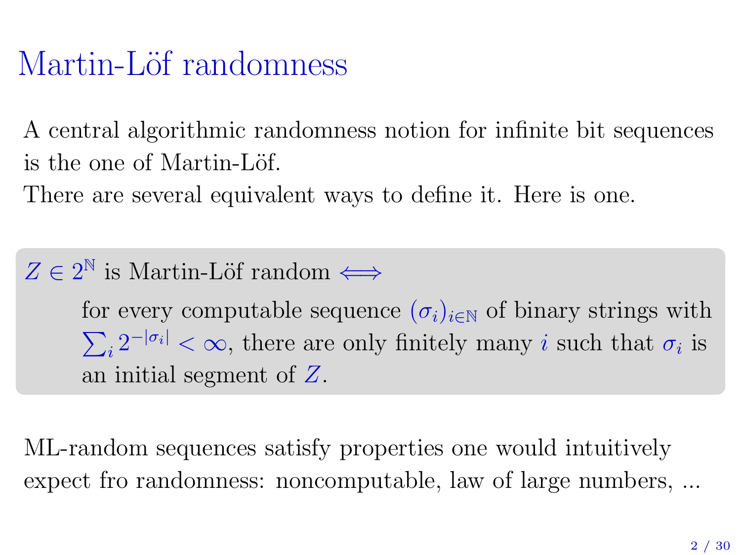# Martin-Löf randomness

A central algorithmic randomness notion for infinite bit sequences is the one of Martin-Löf.
There are several equivalent ways to define it. Here is one.

$Z \in 2^{\mathbb{N}}$ is Martin-Löf random $\iff$

> for every computable sequence $(\sigma_i)_{i \in \mathbb{N}}$ of binary strings with $\sum_i 2^{-|\sigma_i|} < \infty$, there are only finitely many $i$ such that $\sigma_i$ is an initial segment of $Z$.

ML-random sequences satisfy properties one would intuitively expect fro randomness: noncomputable, law of large numbers, ...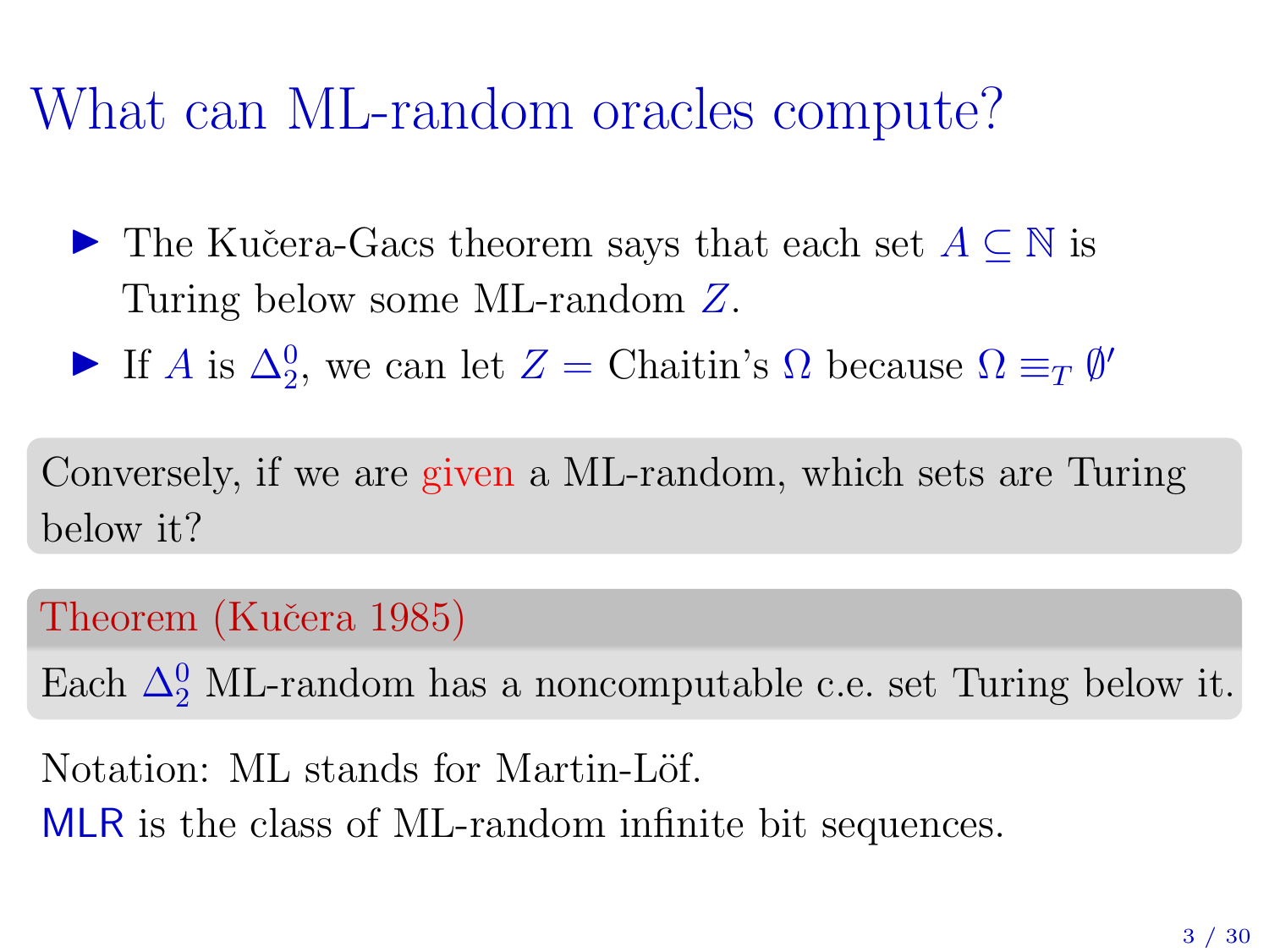# What can ML-random oracles compute?

- The Kučera-Gacs theorem says that each set $A \subseteq \mathbb{N}$ is Turing below some ML-random $Z$.
- If $A$ is $\Delta^0_2$, we can let $Z =$ Chaitin's $\Omega$ because $\Omega \equiv_T \emptyset'$

Conversely, if we are given a ML-random, which sets are Turing below it?

**Theorem (Kučera 1985)**

Each $\Delta^0_2$ ML-random has a noncomputable c.e. set Turing below it.

Notation: ML stands for Martin-Löf.
MLR is the class of ML-random infinite bit sequences.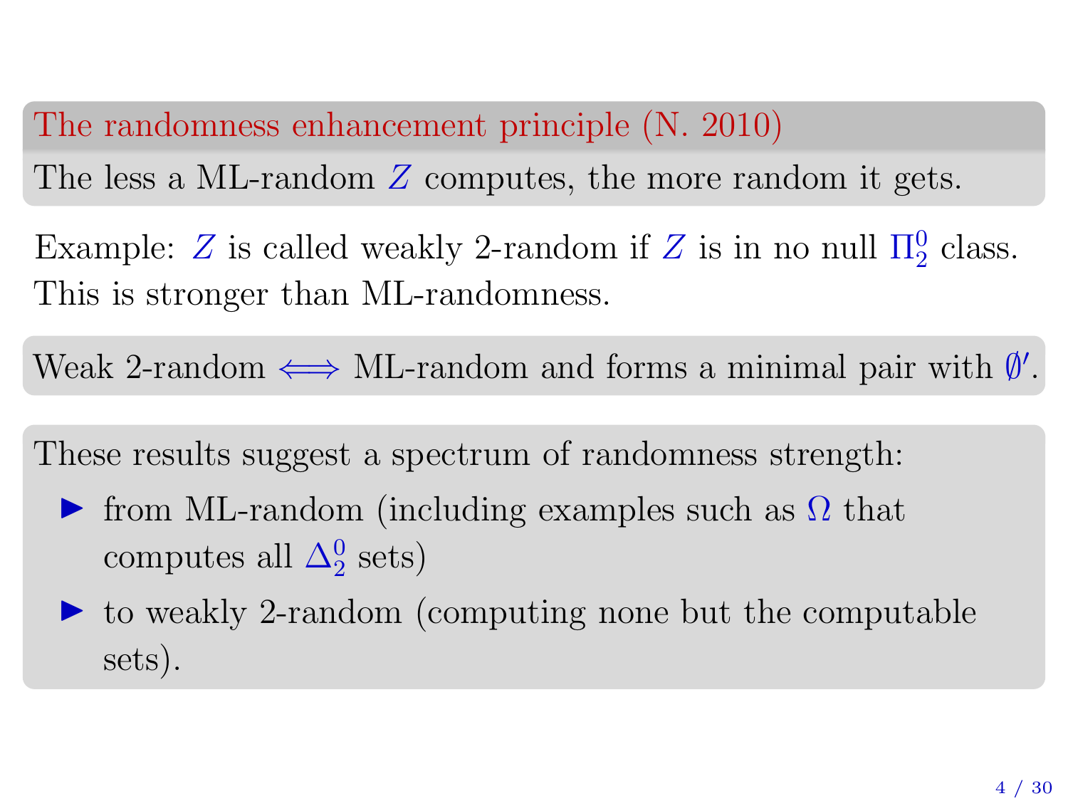**The randomness enhancement principle (N. 2010)**

The less a ML-random $Z$ computes, the more random it gets.

Example: $Z$ is called weakly 2-random if $Z$ is in no null $\Pi^0_2$ class. This is stronger than ML-randomness.

Weak 2-random $\iff$ ML-random and forms a minimal pair with $\emptyset'$.

These results suggest a spectrum of randomness strength:

- from ML-random (including examples such as $\Omega$ that computes all $\Delta^0_2$ sets)
- to weakly 2-random (computing none but the computable sets).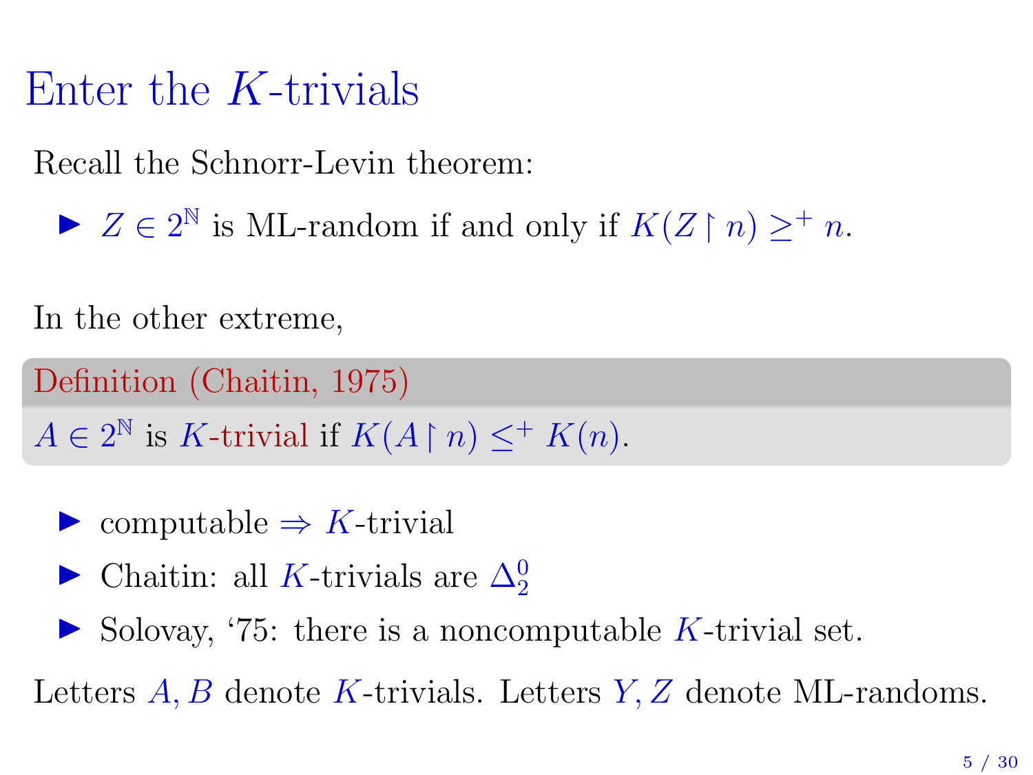# Enter the $K$-trivials

Recall the Schnorr-Levin theorem:

- $Z \in 2^{\mathbb{N}}$ is ML-random if and only if $K(Z \upharpoonright n) \geq^{+} n$.

In the other extreme,

**Definition (Chaitin, 1975)**

$A \in 2^{\mathbb{N}}$ is $K$-trivial if $K(A \upharpoonright n) \leq^{+} K(n)$.

- computable $\Rightarrow$ $K$-trivial
- Chaitin: all $K$-trivials are $\Delta^0_2$
- Solovay, '75: there is a noncomputable $K$-trivial set.

Letters $A, B$ denote $K$-trivials. Letters $Y, Z$ denote ML-randoms.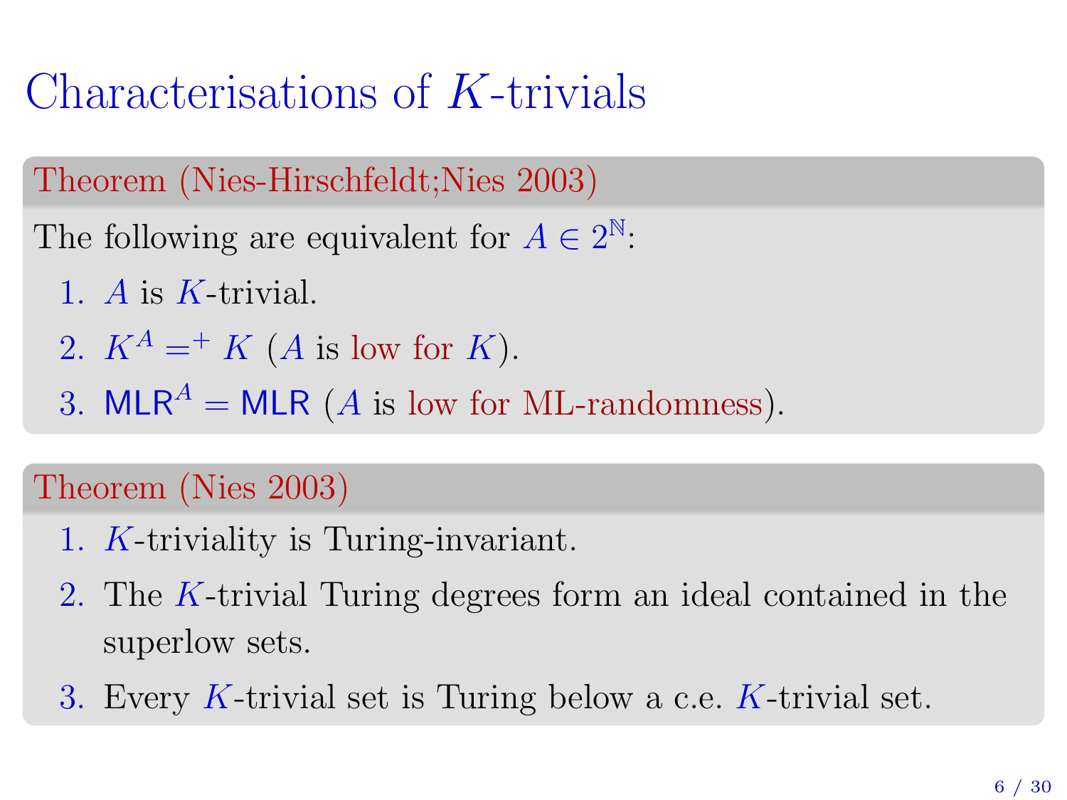# Characterisations of $K$-trivials

**Theorem (Nies-Hirschfeldt;Nies 2003)**

The following are equivalent for $A \in 2^{\mathbb{N}}$:

1. $A$ is $K$-trivial.
2. $K^A =^+ K$ ($A$ is low for $K$).
3. $\mathsf{MLR}^A = \mathsf{MLR}$ ($A$ is low for ML-randomness).

**Theorem (Nies 2003)**

1. $K$-triviality is Turing-invariant.
2. The $K$-trivial Turing degrees form an ideal contained in the superlow sets.
3. Every $K$-trivial set is Turing below a c.e. $K$-trivial set.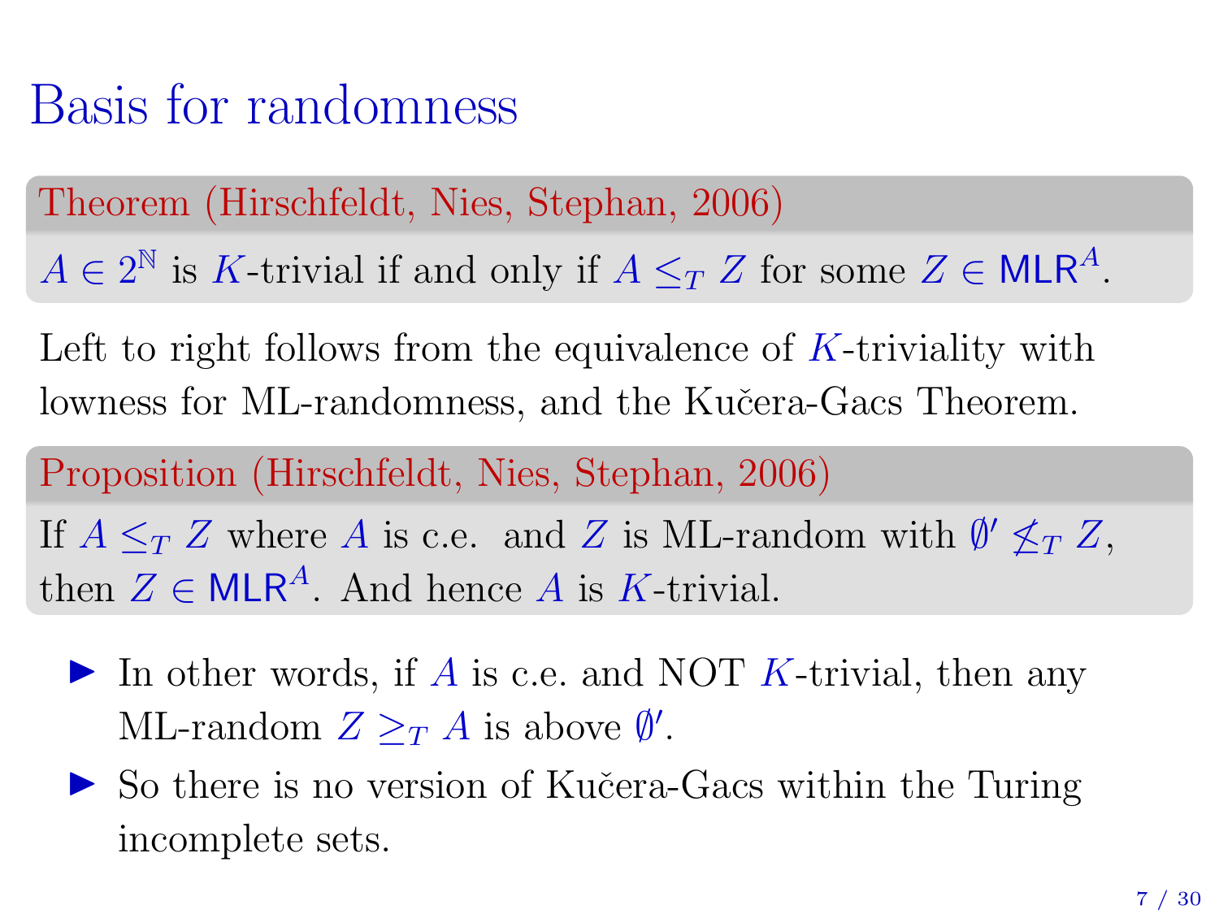# Basis for randomness

**Theorem (Hirschfeldt, Nies, Stephan, 2006)**

$A \in 2^{\mathbb{N}}$ is $K$-trivial if and only if $A \leq_T Z$ for some $Z \in \mathsf{MLR}^A$.

Left to right follows from the equivalence of $K$-triviality with lowness for ML-randomness, and the Kučera-Gacs Theorem.

**Proposition (Hirschfeldt, Nies, Stephan, 2006)**

If $A \leq_T Z$ where $A$ is c.e. and $Z$ is ML-random with $\emptyset' \not\leq_T Z$, then $Z \in \mathsf{MLR}^A$. And hence $A$ is $K$-trivial.

- In other words, if $A$ is c.e. and NOT $K$-trivial, then any ML-random $Z \geq_T A$ is above $\emptyset'$.
- So there is no version of Kučera-Gacs within the Turing incomplete sets.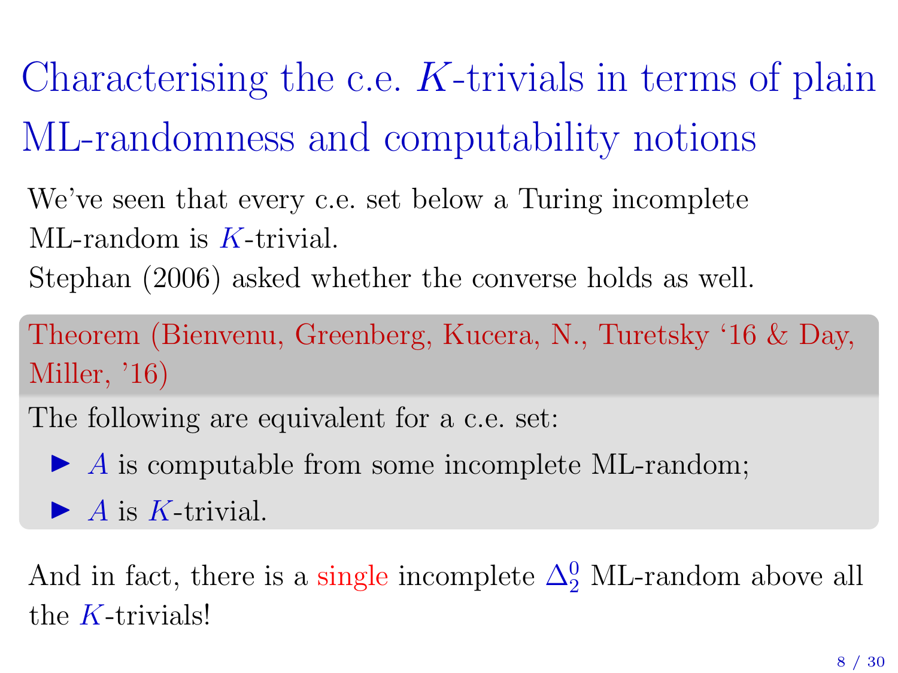# Characterising the c.e. $K$-trivials in terms of plain ML-randomness and computability notions

We've seen that every c.e. set below a Turing incomplete ML-random is $K$-trivial.

Stephan (2006) asked whether the converse holds as well.

**Theorem (Bienvenu, Greenberg, Kucera, N., Turetsky '16 & Day, Miller, '16)**

The following are equivalent for a c.e. set:

- $A$ is computable from some incomplete ML-random;
- $A$ is $K$-trivial.

And in fact, there is a single incomplete $\Delta^0_2$ ML-random above all the $K$-trivials!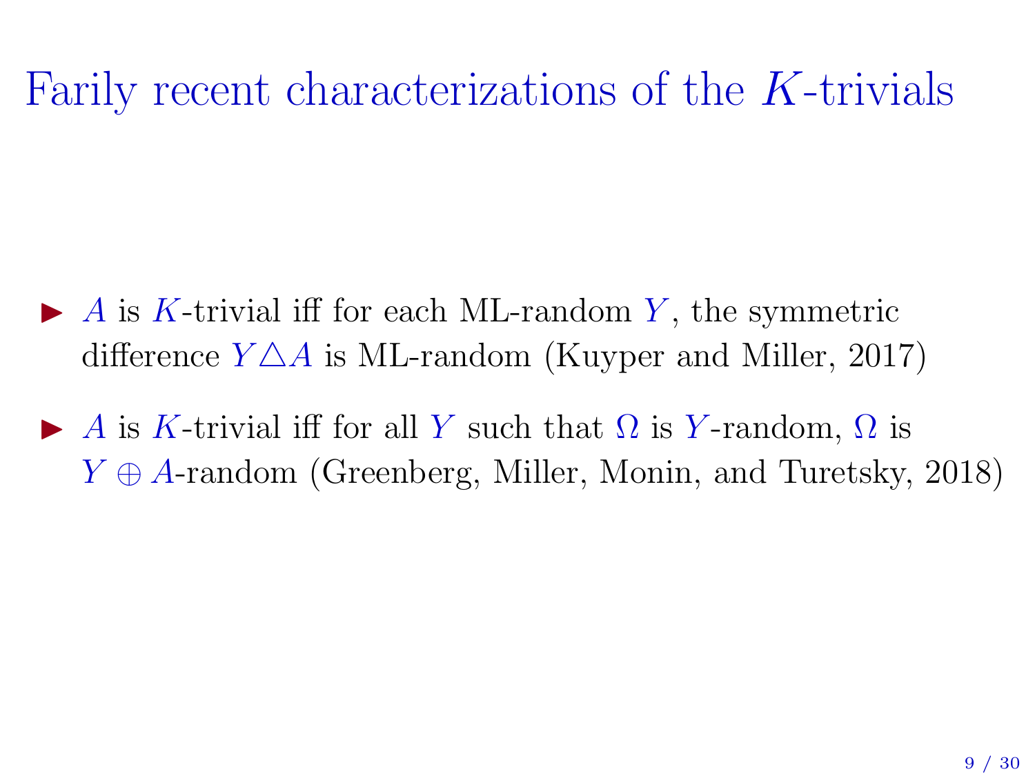# Farily recent characterizations of the $K$-trivials

- $A$ is $K$-trivial iff for each ML-random $Y$, the symmetric difference $Y \triangle A$ is ML-random (Kuyper and Miller, 2017)
- $A$ is $K$-trivial iff for all $Y$ such that $\Omega$ is $Y$-random, $\Omega$ is $Y \oplus A$-random (Greenberg, Miller, Monin, and Turetsky, 2018)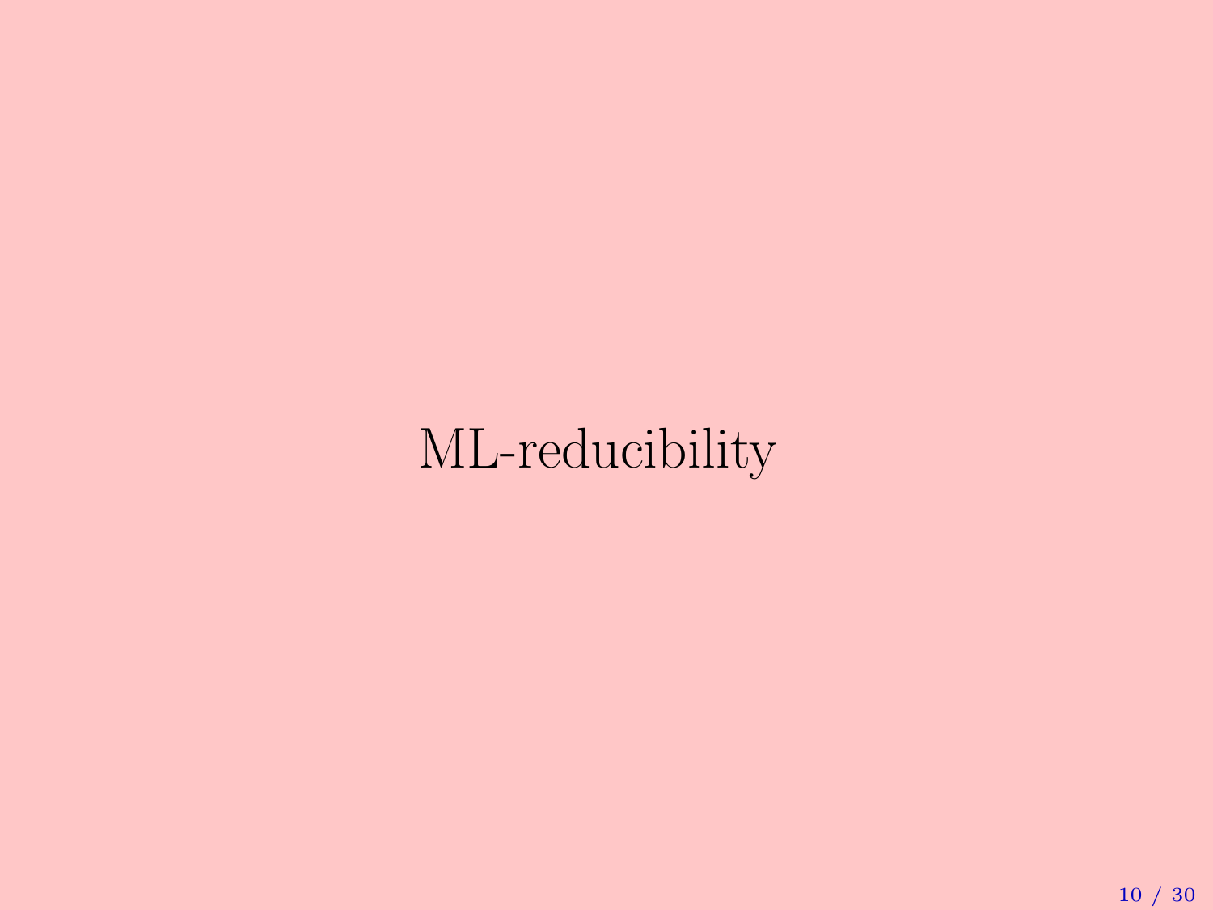# ML-reducibility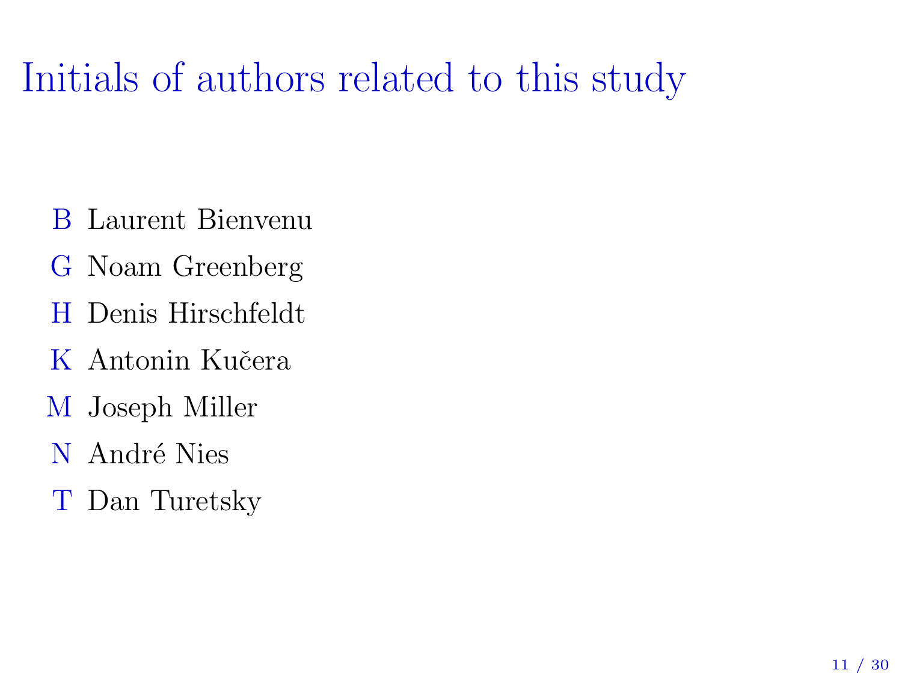# Initials of authors related to this study

- B Laurent Bienvenu
- G Noam Greenberg
- H Denis Hirschfeldt
- K Antonin Kučera
- M Joseph Miller
- N André Nies
- T Dan Turetsky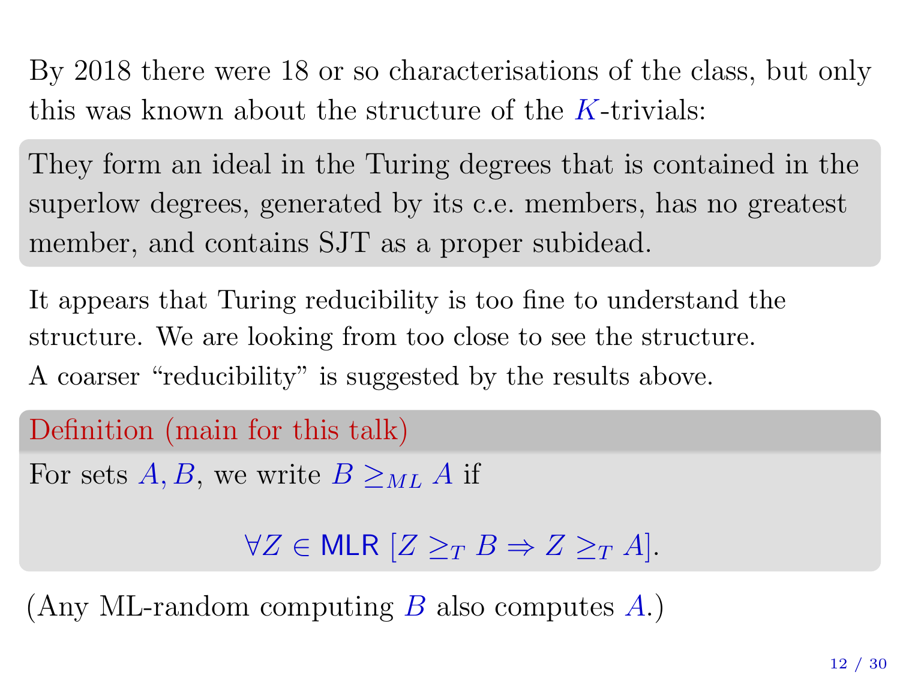By 2018 there were 18 or so characterisations of the class, but only this was known about the structure of the $K$-trivials:

> They form an ideal in the Turing degrees that is contained in the superlow degrees, generated by its c.e. members, has no greatest member, and contains SJT as a proper subidead.

It appears that Turing reducibility is too fine to understand the structure. We are looking from too close to see the structure.
A coarser "reducibility" is suggested by the results above.

**Definition (main for this talk)**

For sets $A, B$, we write $B \geq_{ML} A$ if

$$\forall Z \in \mathsf{MLR}\, [Z \geq_T B \Rightarrow Z \geq_T A].$$

(Any ML-random computing $B$ also computes $A$.)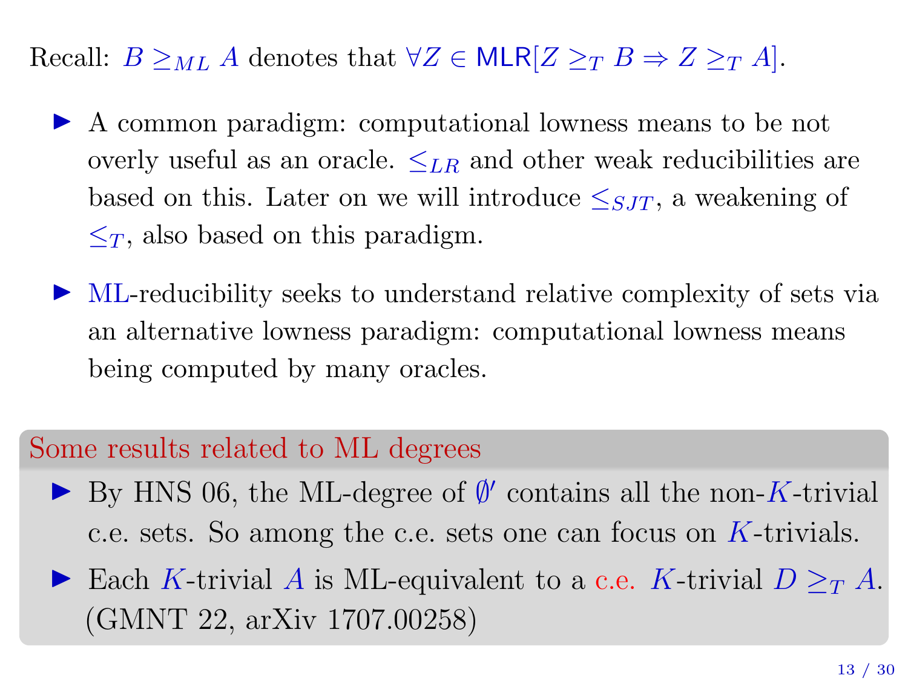Recall: $B \geq_{ML} A$ denotes that $\forall Z \in \mathsf{MLR}[Z \geq_T B \Rightarrow Z \geq_T A]$.

- A common paradigm: computational lowness means to be not overly useful as an oracle. $\leq_{LR}$ and other weak reducibilities are based on this. Later on we will introduce $\leq_{SJT}$, a weakening of $\leq_T$, also based on this paradigm.
- ML-reducibility seeks to understand relative complexity of sets via an alternative lowness paradigm: computational lowness means being computed by many oracles.

## Some results related to ML degrees

- By HNS 06, the ML-degree of $\emptyset'$ contains all the non-$K$-trivial c.e. sets. So among the c.e. sets one can focus on $K$-trivials.
- Each $K$-trivial $A$ is ML-equivalent to a c.e. $K$-trivial $D \geq_T A$. (GMNT 22, arXiv 1707.00258)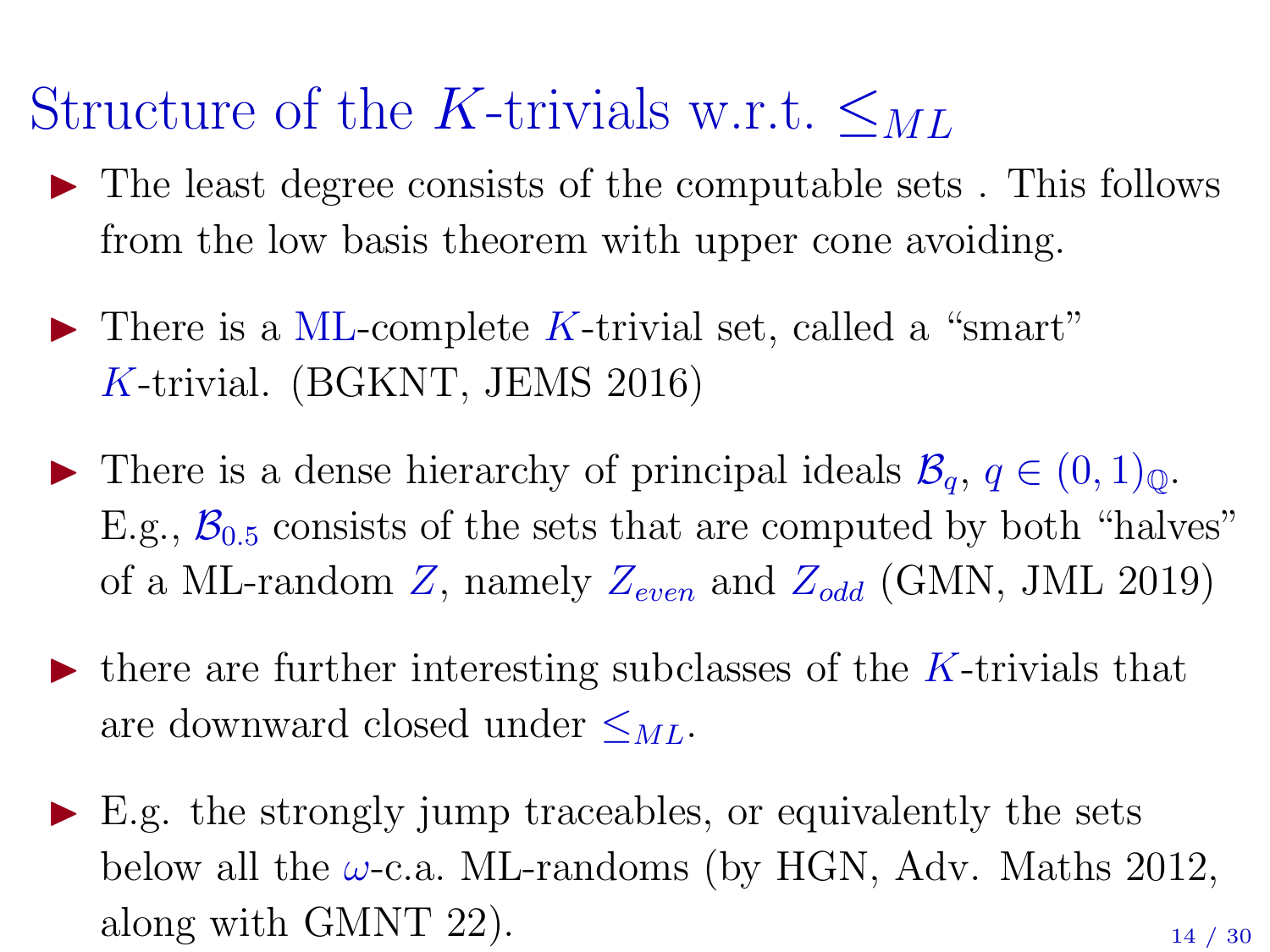# Structure of the $K$-trivials w.r.t. $\leq_{ML}$

- The least degree consists of the computable sets . This follows from the low basis theorem with upper cone avoiding.
- There is a ML-complete $K$-trivial set, called a "smart" $K$-trivial. (BGKNT, JEMS 2016)
- There is a dense hierarchy of principal ideals $\mathcal{B}_q$, $q \in (0,1)_{\mathbb{Q}}$. E.g., $\mathcal{B}_{0.5}$ consists of the sets that are computed by both "halves" of a ML-random $Z$, namely $Z_{even}$ and $Z_{odd}$ (GMN, JML 2019)
- there are further interesting subclasses of the $K$-trivials that are downward closed under $\leq_{ML}$.
- E.g. the strongly jump traceables, or equivalently the sets below all the $\omega$-c.a. ML-randoms (by HGN, Adv. Maths 2012, along with GMNT 22).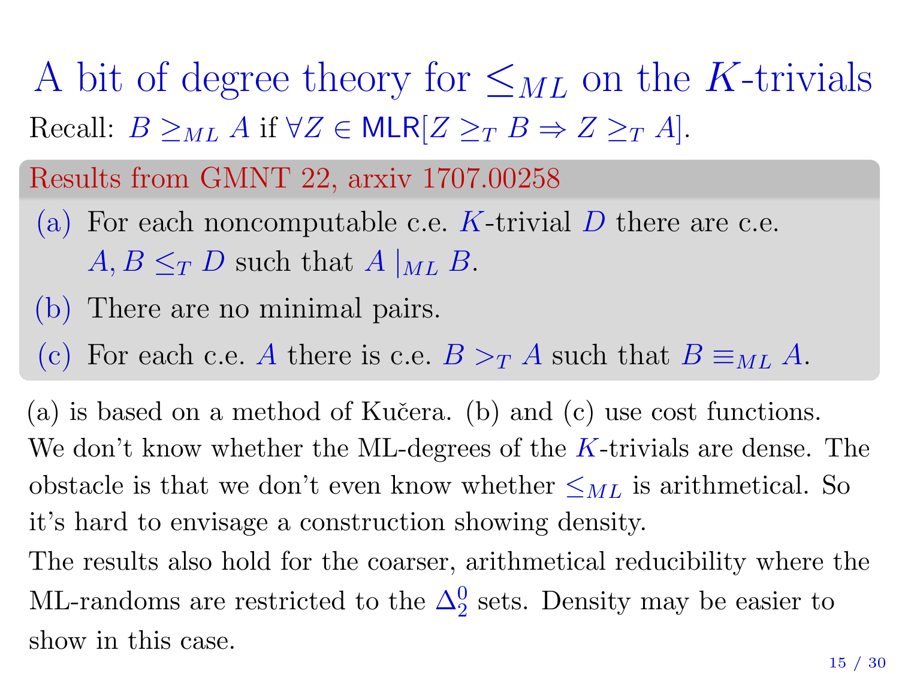# A bit of degree theory for $\leq_{ML}$ on the $K$-trivials

Recall: $B \geq_{ML} A$ if $\forall Z \in \mathsf{MLR}[Z \geq_T B \Rightarrow Z \geq_T A]$.

**Results from GMNT 22, arxiv 1707.00258**

(a) For each noncomputable c.e. $K$-trivial $D$ there are c.e. $A, B \leq_T D$ such that $A \,|_{ML}\, B$.

(b) There are no minimal pairs.

(c) For each c.e. $A$ there is c.e. $B >_T A$ such that $B \equiv_{ML} A$.

(a) is based on a method of Kučera. (b) and (c) use cost functions.

We don't know whether the ML-degrees of the $K$-trivials are dense. The obstacle is that we don't even know whether $\leq_{ML}$ is arithmetical. So it's hard to envisage a construction showing density.

The results also hold for the coarser, arithmetical reducibility where the ML-randoms are restricted to the $\Delta^0_2$ sets. Density may be easier to show in this case.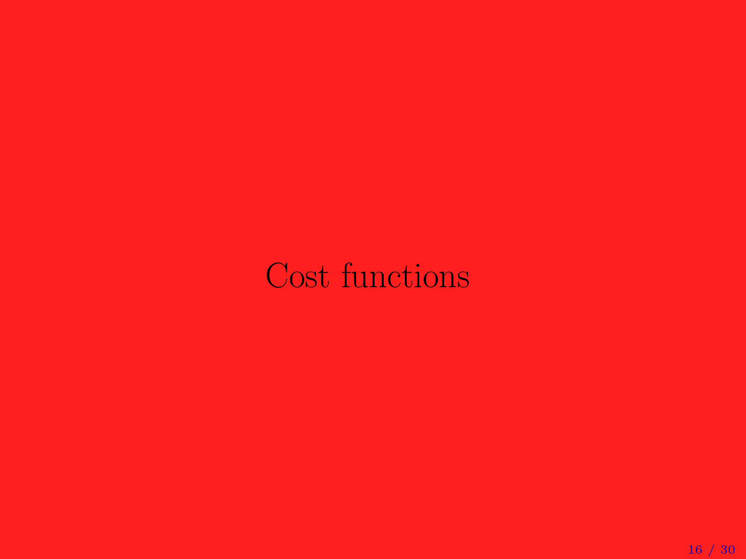# Cost functions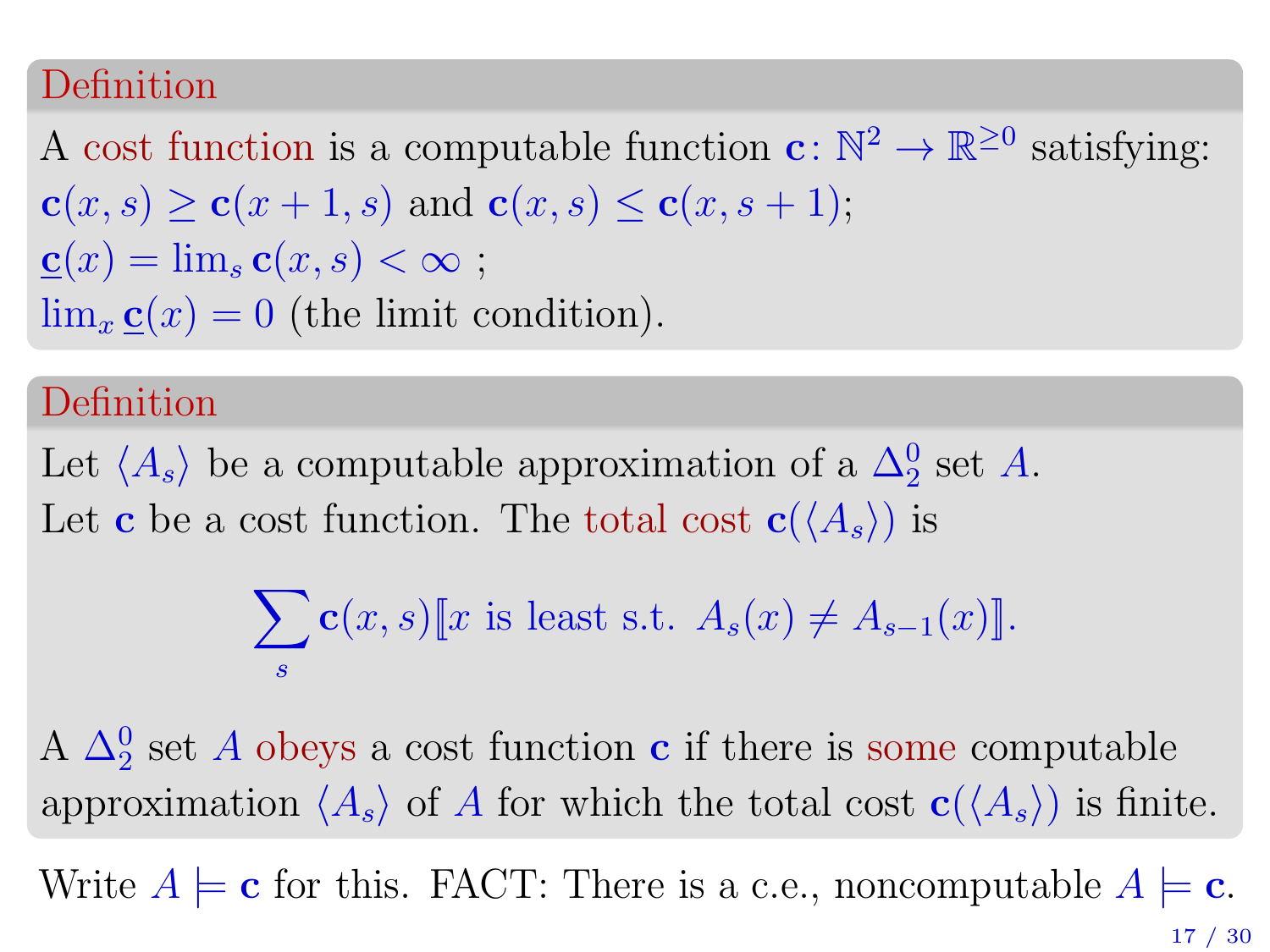**Definition**

A cost function is a computable function $\mathbf{c} \colon \mathbb{N}^2 \to \mathbb{R}^{\geq 0}$ satisfying:
$\mathbf{c}(x, s) \geq \mathbf{c}(x+1, s)$ and $\mathbf{c}(x, s) \leq \mathbf{c}(x, s+1)$;
$\underline{\mathbf{c}}(x) = \lim_s \mathbf{c}(x, s) < \infty$ ;
$\lim_x \underline{\mathbf{c}}(x) = 0$ (the limit condition).

**Definition**

Let $\langle A_s \rangle$ be a computable approximation of a $\Delta^0_2$ set $A$.
Let $\mathbf{c}$ be a cost function. The total cost $\mathbf{c}(\langle A_s \rangle)$ is

$$\sum_s \mathbf{c}(x, s) [\![ x \text{ is least s.t. } A_s(x) \neq A_{s-1}(x) ]\!].$$

A $\Delta^0_2$ set $A$ obeys a cost function $\mathbf{c}$ if there is some computable approximation $\langle A_s \rangle$ of $A$ for which the total cost $\mathbf{c}(\langle A_s \rangle)$ is finite.

Write $A \models \mathbf{c}$ for this. FACT: There is a c.e., noncomputable $A \models \mathbf{c}$.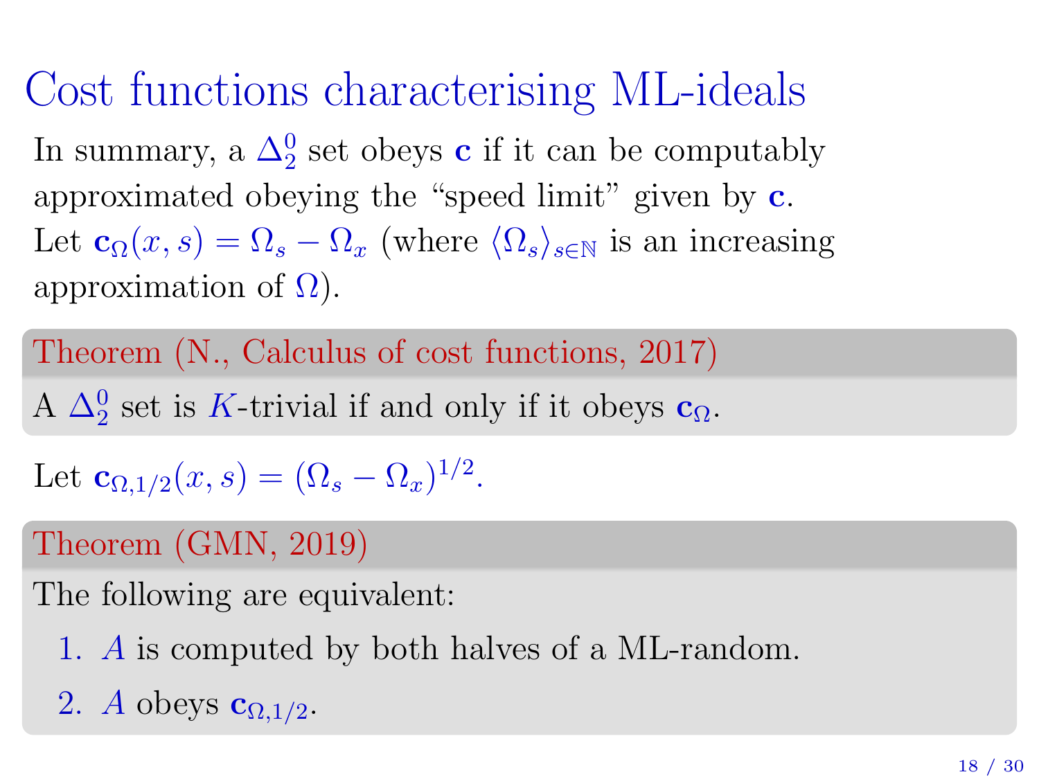# Cost functions characterising ML-ideals

In summary, a $\Delta^0_2$ set obeys $\mathbf{c}$ if it can be computably approximated obeying the "speed limit" given by $\mathbf{c}$.

Let $\mathbf{c}_\Omega(x, s) = \Omega_s - \Omega_x$ (where $\langle \Omega_s \rangle_{s \in \mathbb{N}}$ is an increasing approximation of $\Omega$).

**Theorem (N., Calculus of cost functions, 2017)**

A $\Delta^0_2$ set is $K$-trivial if and only if it obeys $\mathbf{c}_\Omega$.

Let $\mathbf{c}_{\Omega,1/2}(x, s) = (\Omega_s - \Omega_x)^{1/2}$.

**Theorem (GMN, 2019)**

The following are equivalent:

1. $A$ is computed by both halves of a ML-random.
2. $A$ obeys $\mathbf{c}_{\Omega,1/2}$.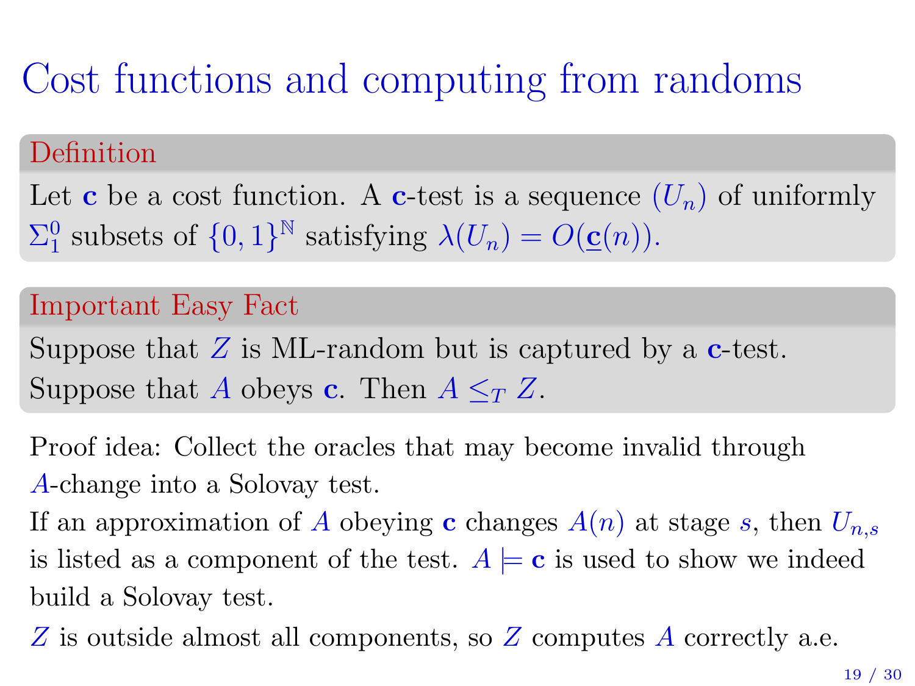# Cost functions and computing from randoms

**Definition**

Let $\mathbf{c}$ be a cost function. A $\mathbf{c}$-test is a sequence $(U_n)$ of uniformly $\Sigma^0_1$ subsets of $\{0,1\}^{\mathbb{N}}$ satisfying $\lambda(U_n) = O(\underline{\mathbf{c}}(n))$.

**Important Easy Fact**

Suppose that $Z$ is ML-random but is captured by a $\mathbf{c}$-test. Suppose that $A$ obeys $\mathbf{c}$. Then $A \leq_T Z$.

Proof idea: Collect the oracles that may become invalid through $A$-change into a Solovay test.

If an approximation of $A$ obeying $\mathbf{c}$ changes $A(n)$ at stage $s$, then $U_{n,s}$ is listed as a component of the test. $A \models \mathbf{c}$ is used to show we indeed build a Solovay test.

$Z$ is outside almost all components, so $Z$ computes $A$ correctly a.e.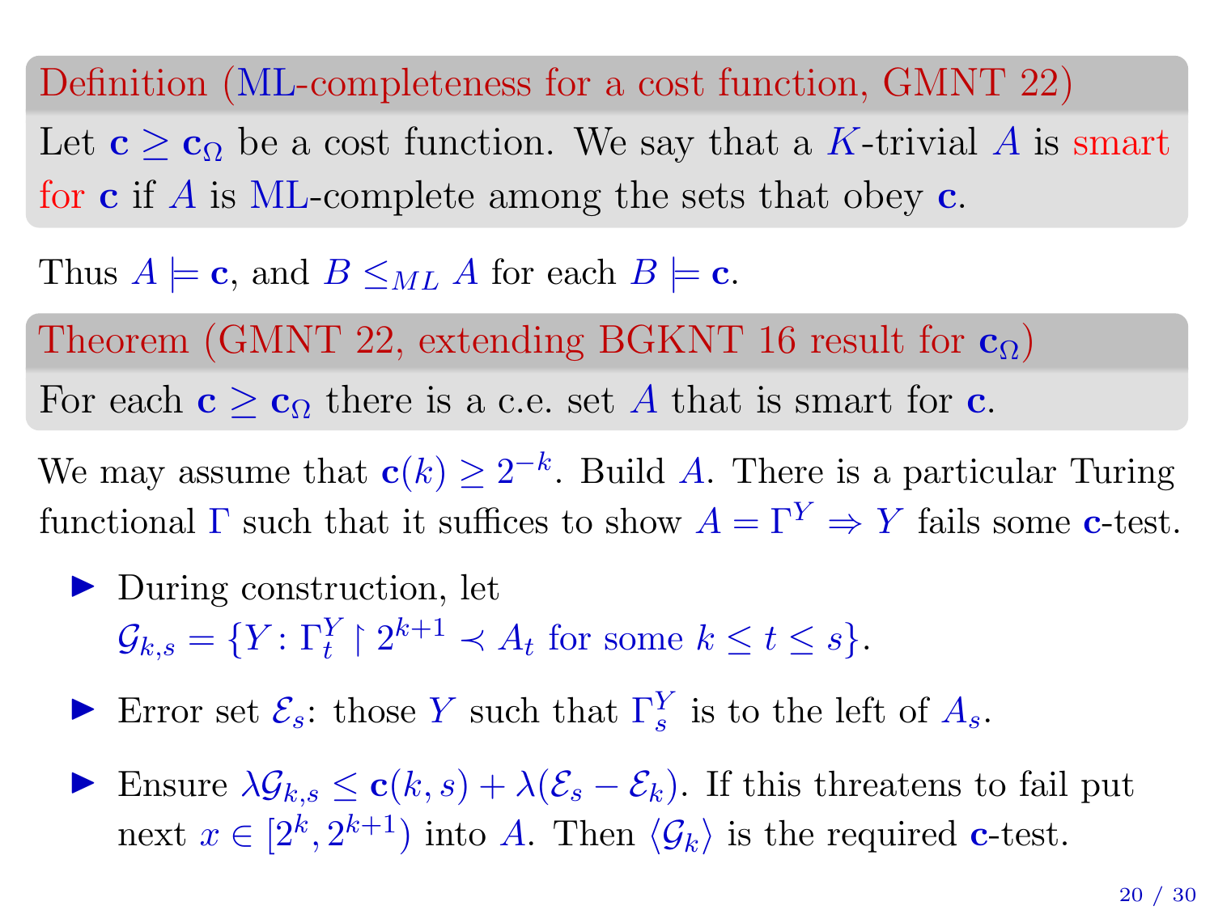**Definition (ML-completeness for a cost function, GMNT 22)**

Let $\mathbf{c} \geq \mathbf{c}_\Omega$ be a cost function. We say that a $K$-trivial $A$ is smart for $\mathbf{c}$ if $A$ is ML-complete among the sets that obey $\mathbf{c}$.

Thus $A \models \mathbf{c}$, and $B \leq_{ML} A$ for each $B \models \mathbf{c}$.

**Theorem (GMNT 22, extending BGKNT 16 result for $\mathbf{c}_\Omega$)**

For each $\mathbf{c} \geq \mathbf{c}_\Omega$ there is a c.e. set $A$ that is smart for $\mathbf{c}$.

We may assume that $\mathbf{c}(k) \geq 2^{-k}$. Build $A$. There is a particular Turing functional $\Gamma$ such that it suffices to show $A = \Gamma^Y \Rightarrow Y$ fails some $\mathbf{c}$-test.

- During construction, let $\mathcal{G}_{k,s} = \{Y : \Gamma^Y_t \upharpoonright 2^{k+1} \prec A_t \text{ for some } k \leq t \leq s\}$.
- Error set $\mathcal{E}_s$: those $Y$ such that $\Gamma^Y_s$ is to the left of $A_s$.
- Ensure $\lambda\mathcal{G}_{k,s} \leq \mathbf{c}(k,s) + \lambda(\mathcal{E}_s - \mathcal{E}_k)$. If this threatens to fail put next $x \in [2^k, 2^{k+1})$ into $A$. Then $\langle \mathcal{G}_k \rangle$ is the required $\mathbf{c}$-test.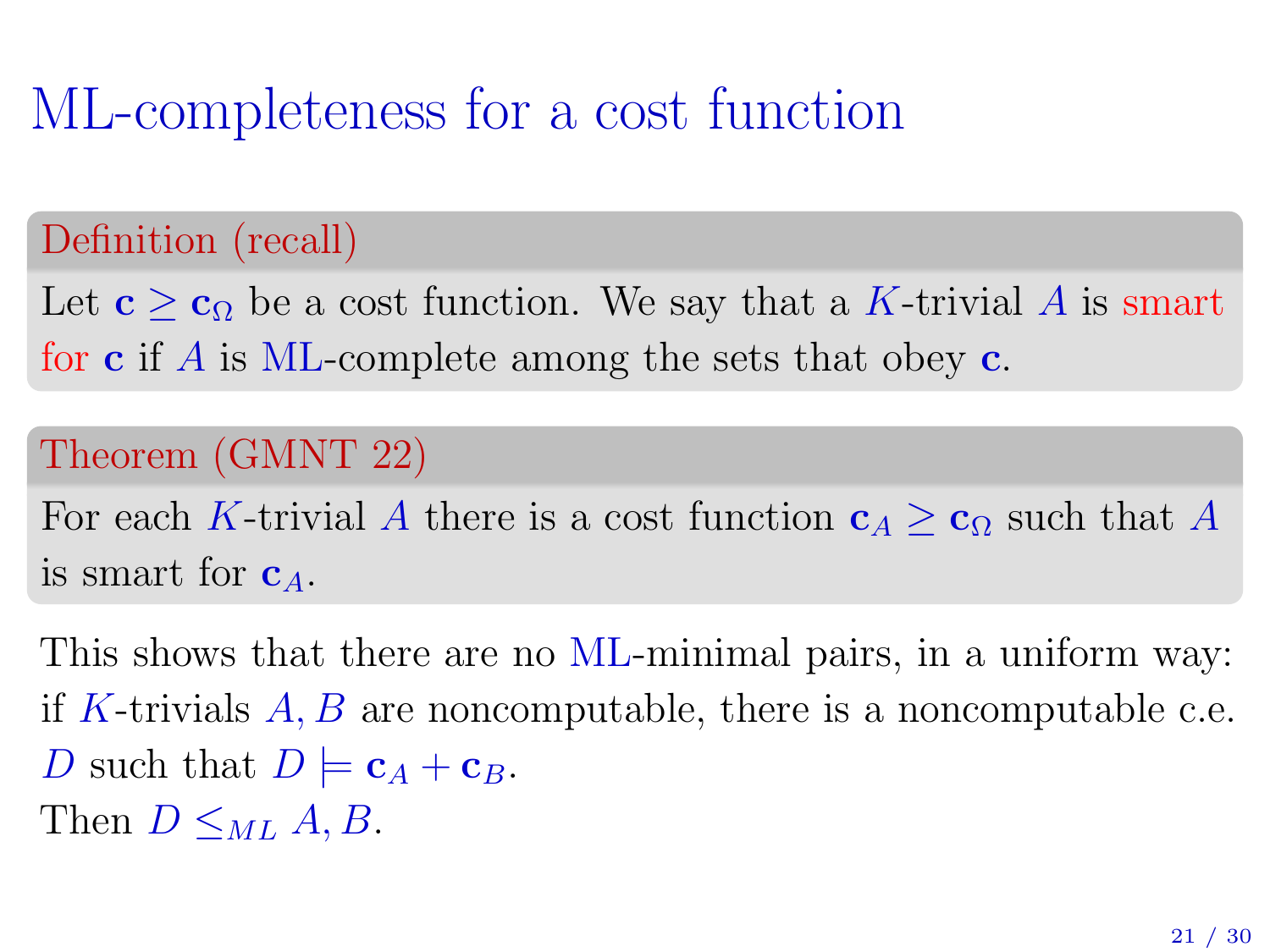# ML-completeness for a cost function

**Definition (recall)**

Let $\mathbf{c} \geq \mathbf{c}_\Omega$ be a cost function. We say that a $K$-trivial $A$ is smart for $\mathbf{c}$ if $A$ is ML-complete among the sets that obey $\mathbf{c}$.

**Theorem (GMNT 22)**

For each $K$-trivial $A$ there is a cost function $\mathbf{c}_A \geq \mathbf{c}_\Omega$ such that $A$ is smart for $\mathbf{c}_A$.

This shows that there are no ML-minimal pairs, in a uniform way: if $K$-trivials $A, B$ are noncomputable, there is a noncomputable c.e. $D$ such that $D \models \mathbf{c}_A + \mathbf{c}_B$.
Then $D \leq_{ML} A, B$.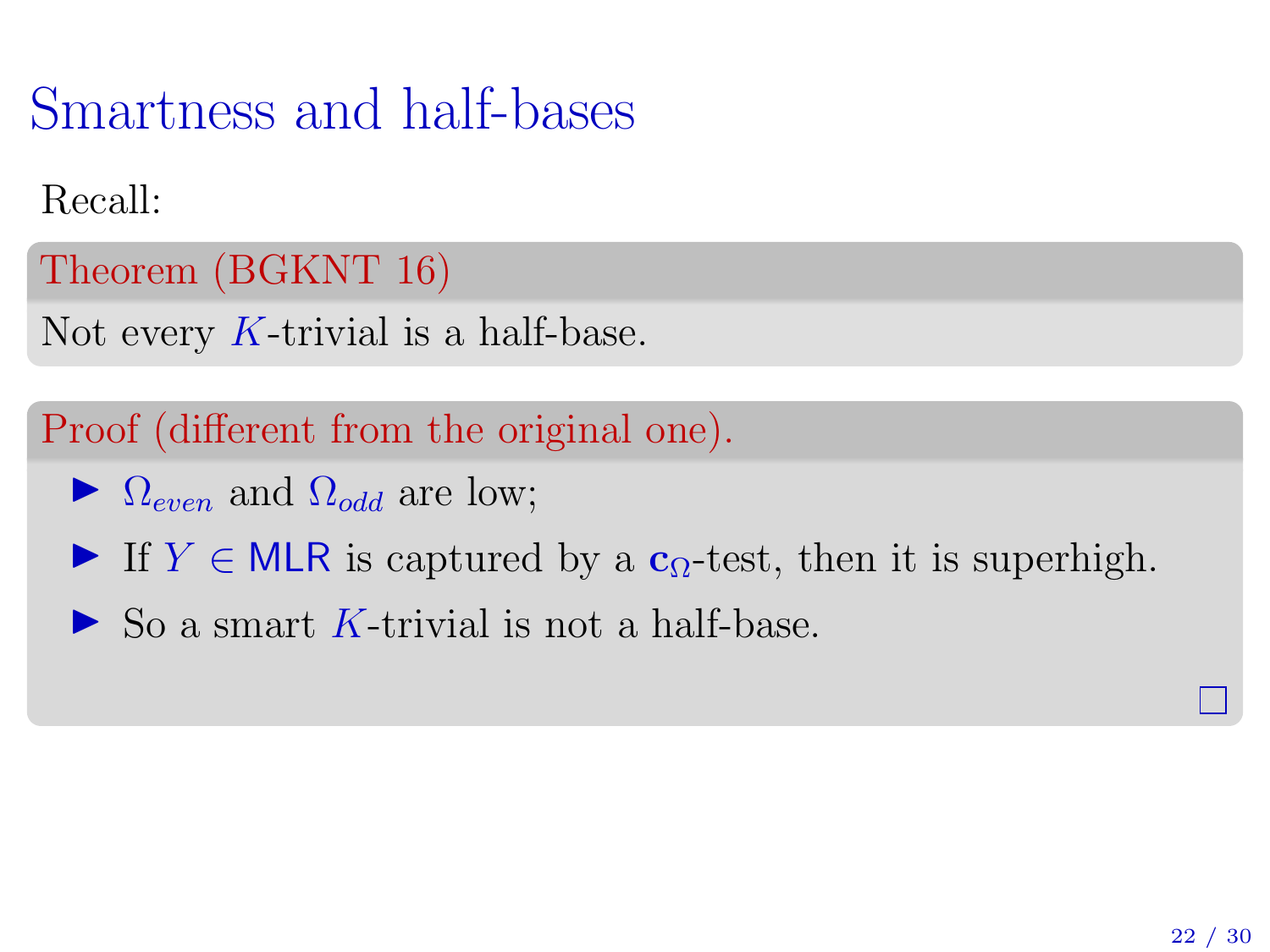# Smartness and half-bases

Recall:

**Theorem (BGKNT 16)**

Not every $K$-trivial is a half-base.

**Proof (different from the original one).**

- $\Omega_{even}$ and $\Omega_{odd}$ are low;
- If $Y \in \mathsf{MLR}$ is captured by a $\mathbf{c}_\Omega$-test, then it is superhigh.
- So a smart $K$-trivial is not a half-base.

□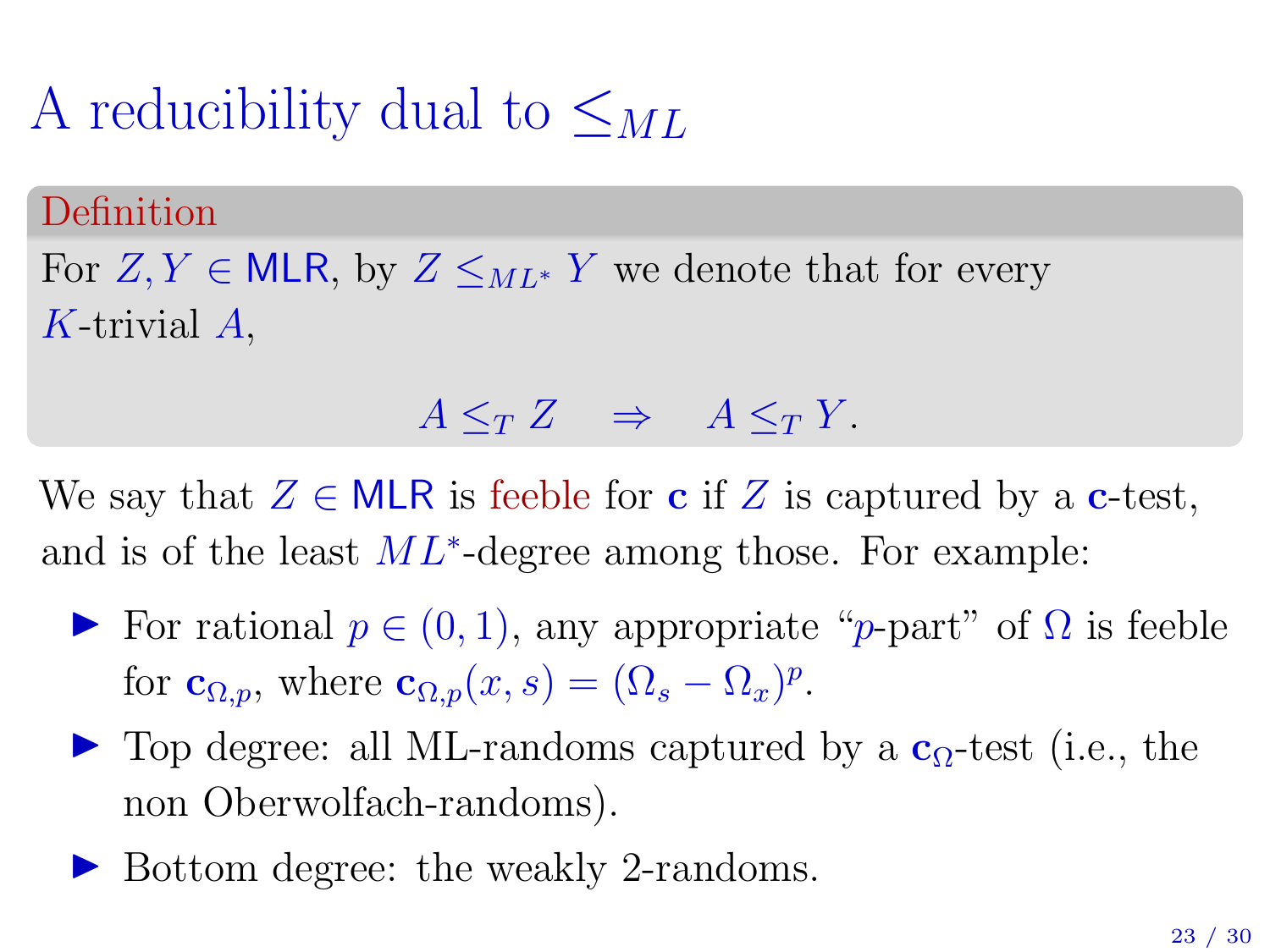# A reducibility dual to $\leq_{ML}$

**Definition**

For $Z, Y \in \mathsf{MLR}$, by $Z \leq_{ML^*} Y$ we denote that for every $K$-trivial $A$,

$$A \leq_T Z \quad \Rightarrow \quad A \leq_T Y.$$

We say that $Z \in \mathsf{MLR}$ is feeble for $\mathbf{c}$ if $Z$ is captured by a $\mathbf{c}$-test, and is of the least $ML^*$-degree among those. For example:

- For rational $p \in (0, 1)$, any appropriate "$p$-part" of $\Omega$ is feeble for $\mathbf{c}_{\Omega,p}$, where $\mathbf{c}_{\Omega,p}(x, s) = (\Omega_s - \Omega_x)^p$.
- Top degree: all ML-randoms captured by a $\mathbf{c}_\Omega$-test (i.e., the non Oberwolfach-randoms).
- Bottom degree: the weakly 2-randoms.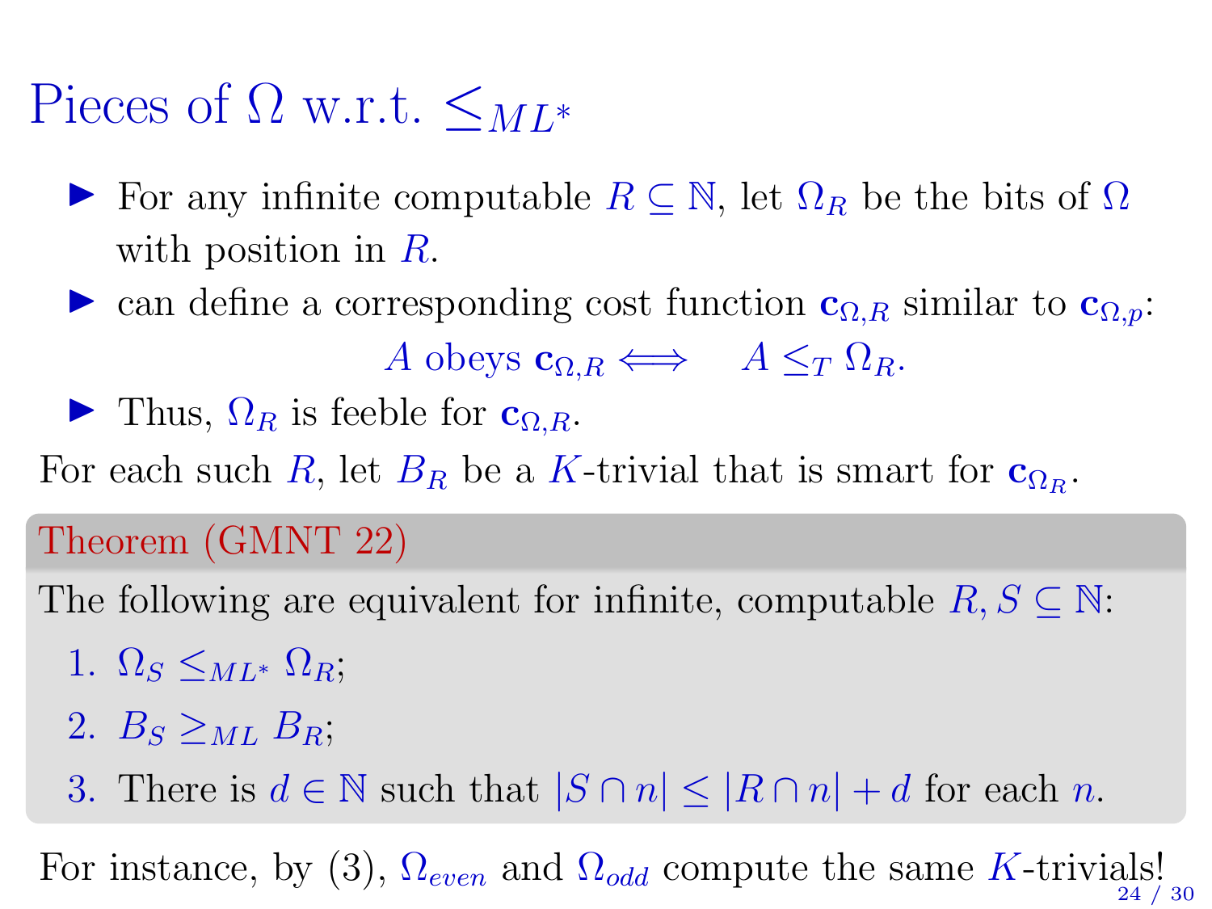# Pieces of $\Omega$ w.r.t. $\leq_{ML^*}$

- For any infinite computable $R \subseteq \mathbb{N}$, let $\Omega_R$ be the bits of $\Omega$ with position in $R$.
- can define a corresponding cost function $\mathbf{c}_{\Omega,R}$ similar to $\mathbf{c}_{\Omega,p}$:

$$A \text{ obeys } \mathbf{c}_{\Omega,R} \Longleftrightarrow \quad A \leq_T \Omega_R.$$

- Thus, $\Omega_R$ is feeble for $\mathbf{c}_{\Omega,R}$.

For each such $R$, let $B_R$ be a $K$-trivial that is smart for $\mathbf{c}_{\Omega_R}$.

**Theorem (GMNT 22)**

The following are equivalent for infinite, computable $R, S \subseteq \mathbb{N}$:

1. $\Omega_S \leq_{ML^*} \Omega_R$;
2. $B_S \geq_{ML} B_R$;
3. There is $d \in \mathbb{N}$ such that $|S \cap n| \leq |R \cap n| + d$ for each $n$.

For instance, by (3), $\Omega_{even}$ and $\Omega_{odd}$ compute the same $K$-trivials!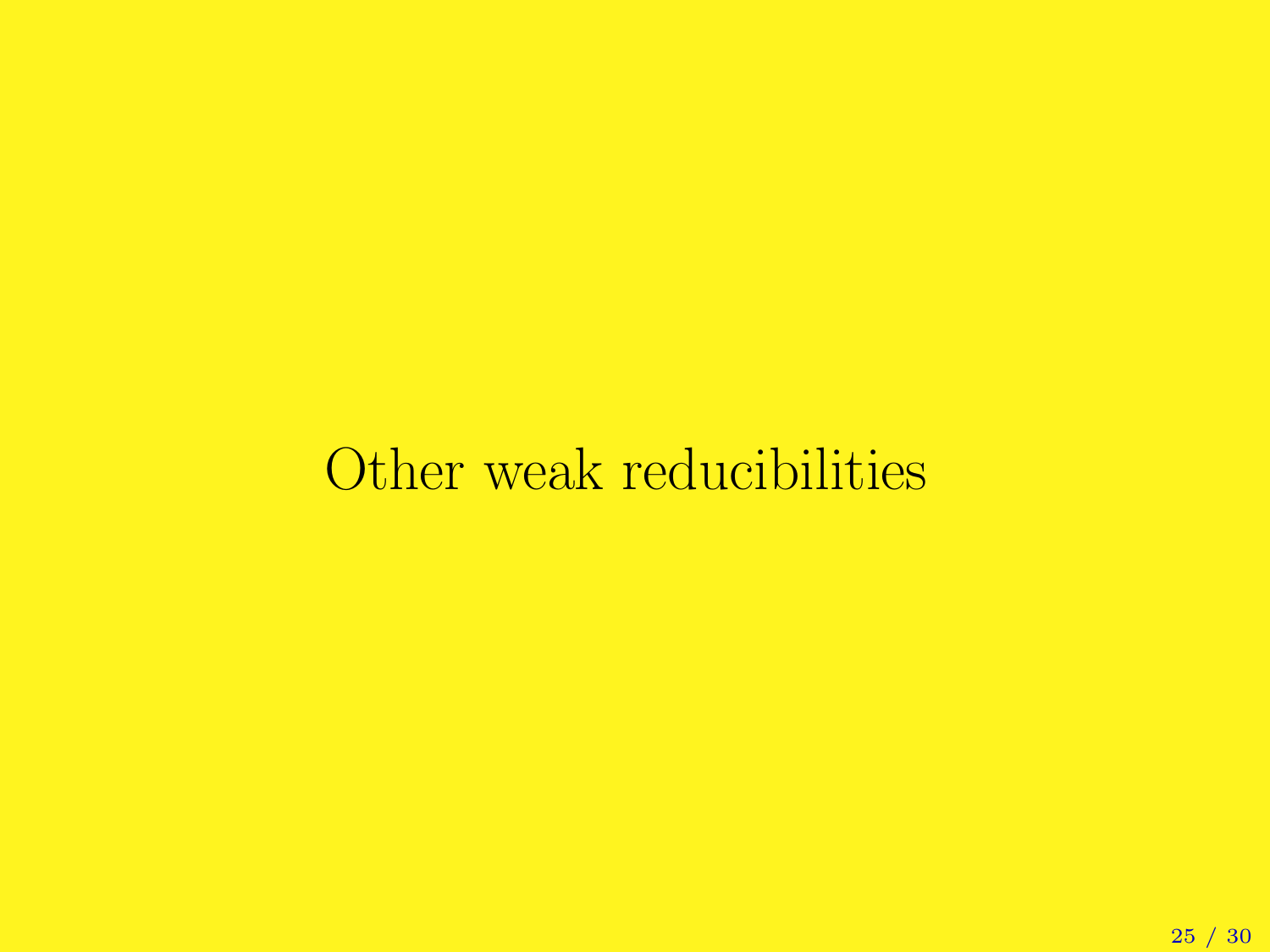# Other weak reducibilities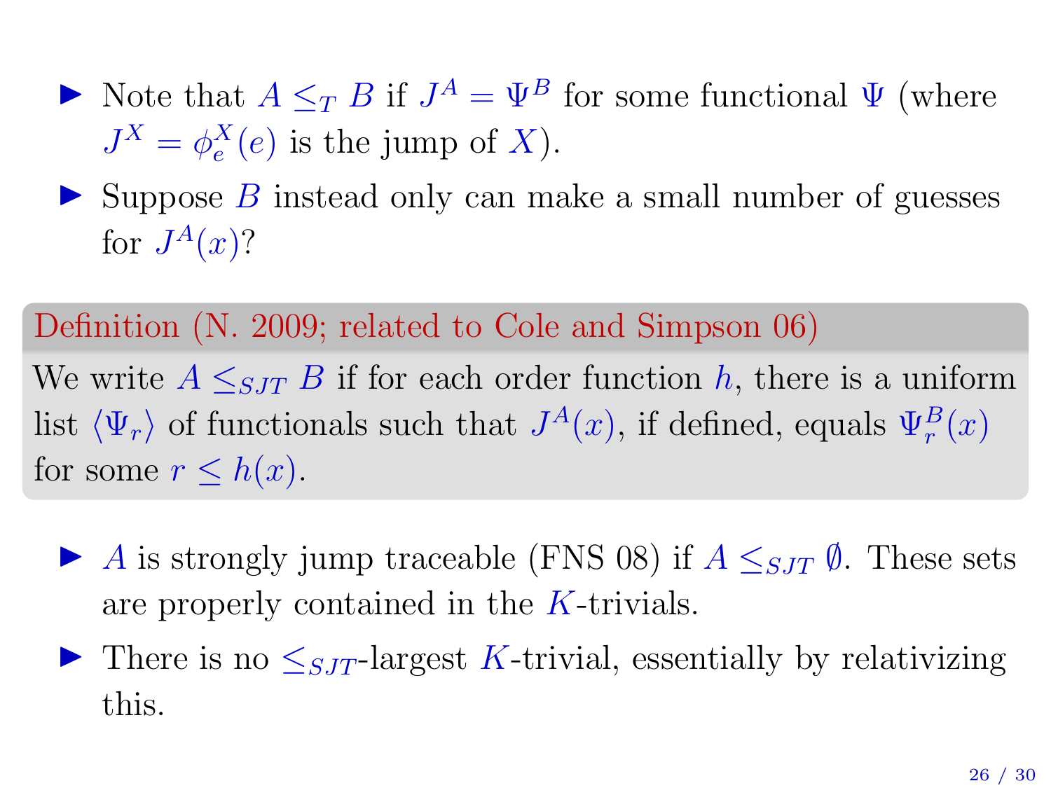- Note that $A \leq_T B$ if $J^A = \Psi^B$ for some functional $\Psi$ (where $J^X = \phi_e^X(e)$ is the jump of $X$).
- Suppose $B$ instead only can make a small number of guesses for $J^A(x)$?

**Definition (N. 2009; related to Cole and Simpson 06)**

We write $A \leq_{SJT} B$ if for each order function $h$, there is a uniform list $\langle \Psi_r \rangle$ of functionals such that $J^A(x)$, if defined, equals $\Psi_r^B(x)$ for some $r \leq h(x)$.

- $A$ is strongly jump traceable (FNS 08) if $A \leq_{SJT} \emptyset$. These sets are properly contained in the $K$-trivials.
- There is no $\leq_{SJT}$-largest $K$-trivial, essentially by relativizing this.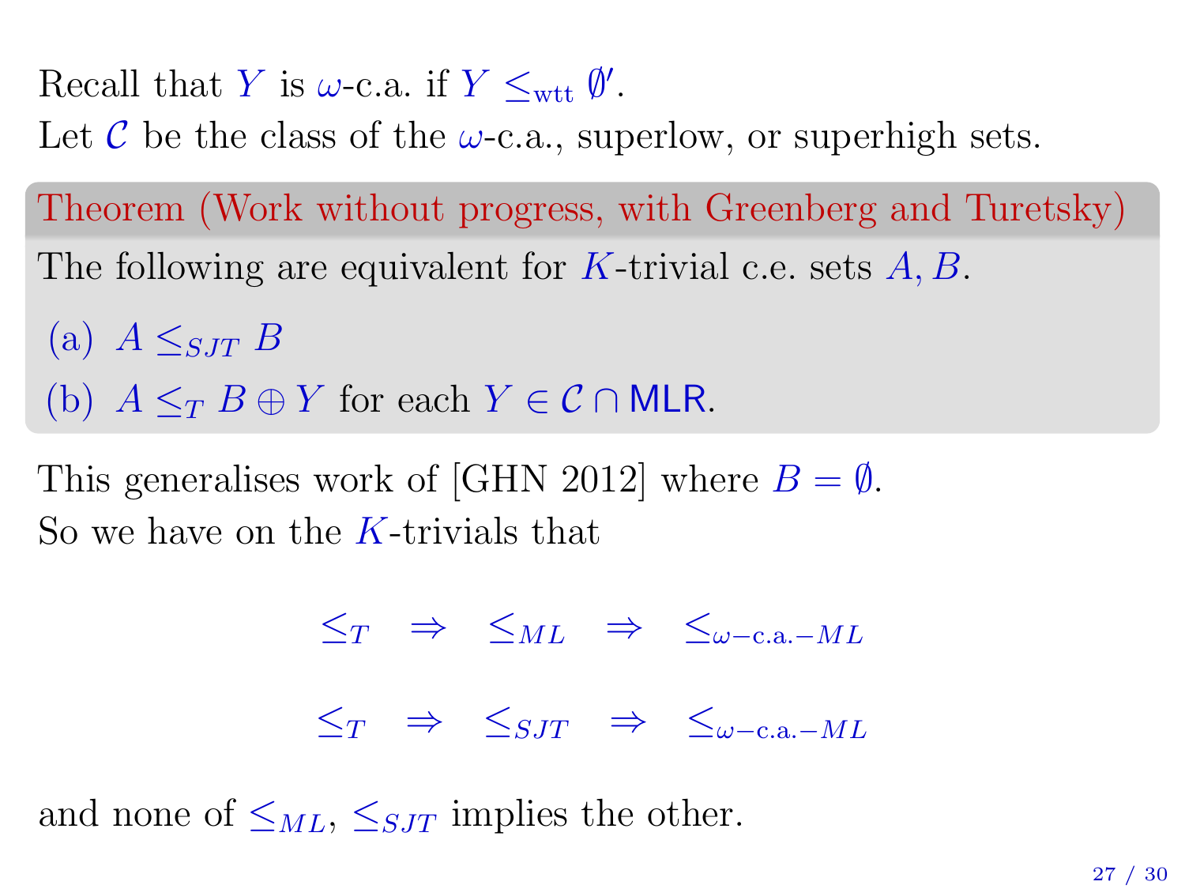Recall that $Y$ is $\omega$-c.a. if $Y \leq_{\text{wtt}} \emptyset'$.
Let $\mathcal{C}$ be the class of the $\omega$-c.a., superlow, or superhigh sets.

**Theorem (Work without progress, with Greenberg and Turetsky)**

The following are equivalent for $K$-trivial c.e. sets $A, B$.

(a) $A \leq_{SJT} B$

(b) $A \leq_T B \oplus Y$ for each $Y \in \mathcal{C} \cap \mathsf{MLR}$.

This generalises work of [GHN 2012] where $B = \emptyset$.
So we have on the $K$-trivials that

$$\leq_T \quad \Rightarrow \quad \leq_{ML} \quad \Rightarrow \quad \leq_{\omega-\text{c.a.}-ML}$$

$$\leq_T \quad \Rightarrow \quad \leq_{SJT} \quad \Rightarrow \quad \leq_{\omega-\text{c.a.}-ML}$$

and none of $\leq_{ML}$, $\leq_{SJT}$ implies the other.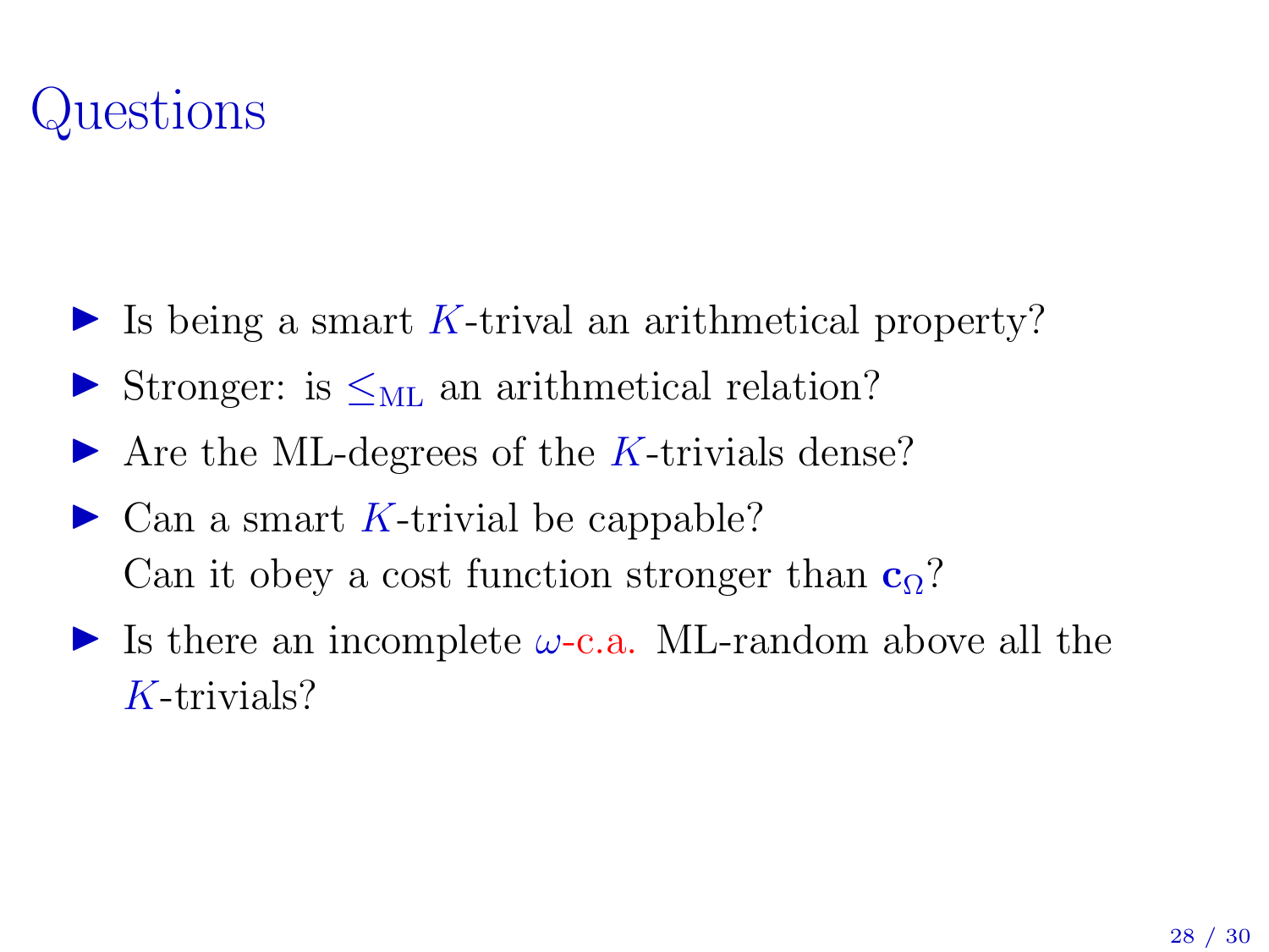# Questions

- Is being a smart $K$-trival an arithmetical property?
- Stronger: is $\leq_{\mathrm{ML}}$ an arithmetical relation?
- Are the ML-degrees of the $K$-trivials dense?
- Can a smart $K$-trivial be cappable?
  Can it obey a cost function stronger than $\mathbf{c}_\Omega$?
- Is there an incomplete $\omega$-c.a. ML-random above all the $K$-trivials?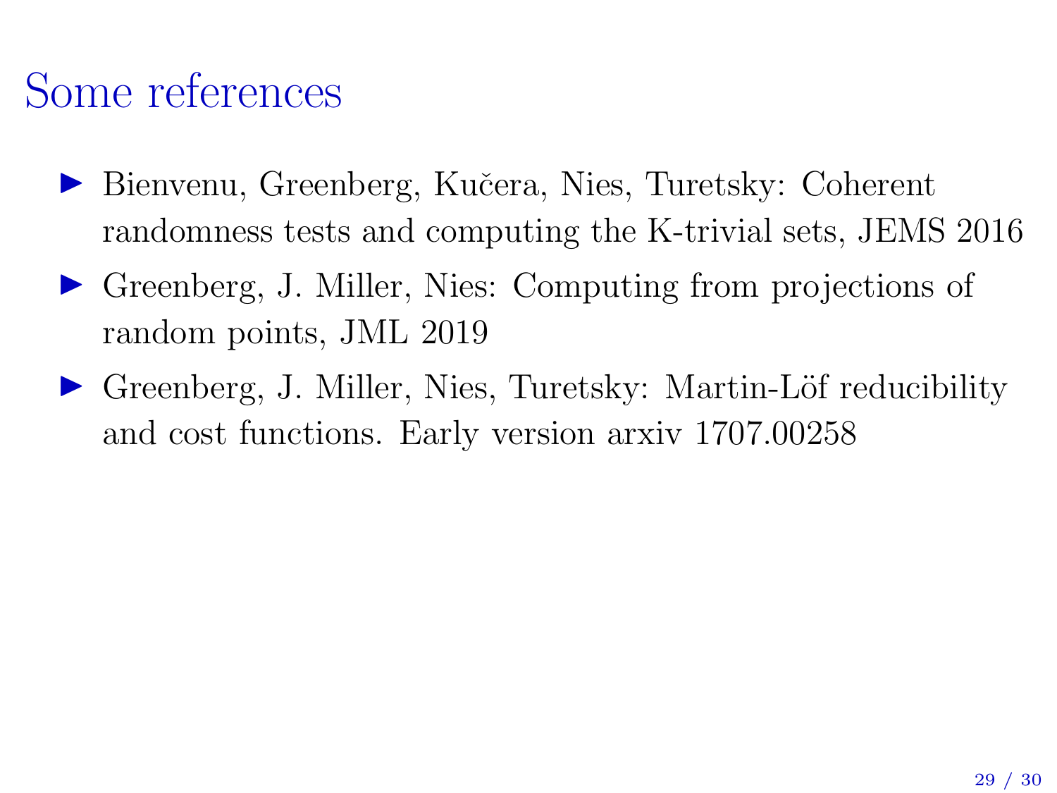# Some references

- Bienvenu, Greenberg, Kučera, Nies, Turetsky: Coherent randomness tests and computing the K-trivial sets, JEMS 2016
- Greenberg, J. Miller, Nies: Computing from projections of random points, JML 2019
- Greenberg, J. Miller, Nies, Turetsky: Martin-Löf reducibility and cost functions. Early version arxiv 1707.00258